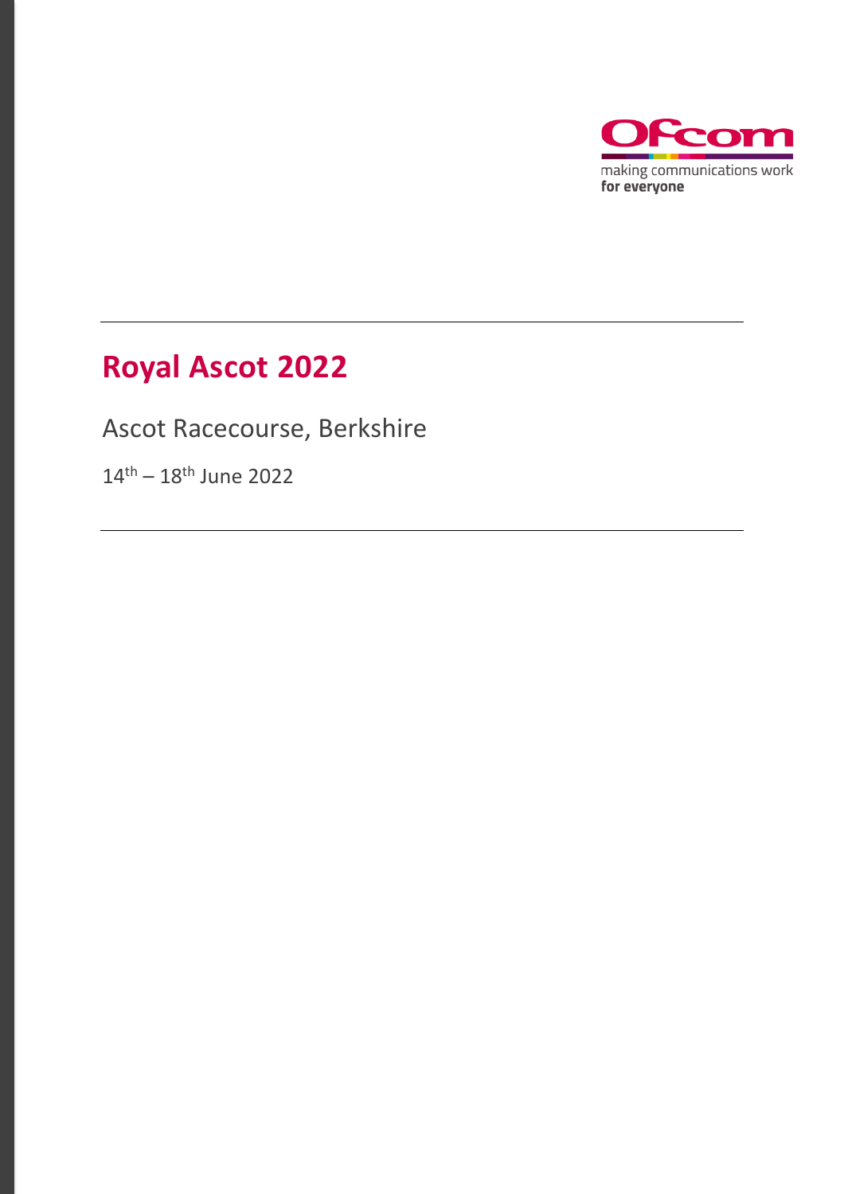# Royal Ascot 2022

Ascot Racecourse, Berkshire

14th – 18th June 2022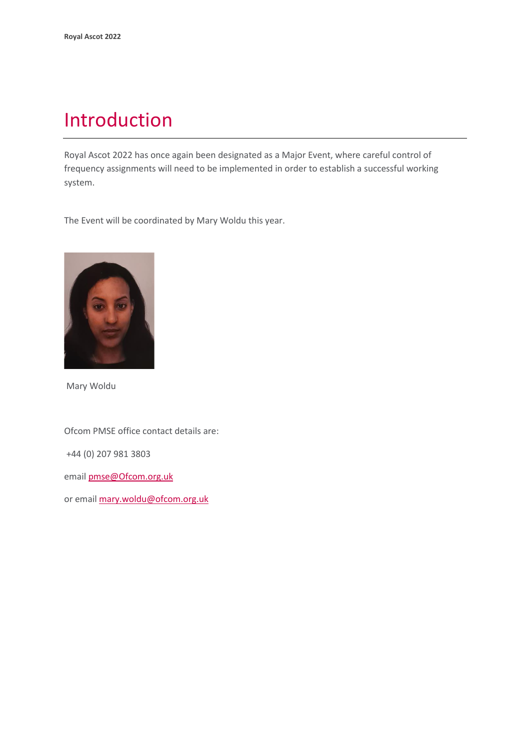# Introduction

Royal Ascot 2022 has once again been designated as a Major Event, where careful control of frequency assignments will need to be implemented in order to establish a successful working system.

The Event will be coordinated by Mary Woldu this year.

Mary Woldu

Ofcom PMSE office contact details are:

+44 (0) 207 981 3803

email pmse@Ofcom.org.uk

or email mary.woldu@ofcom.org.uk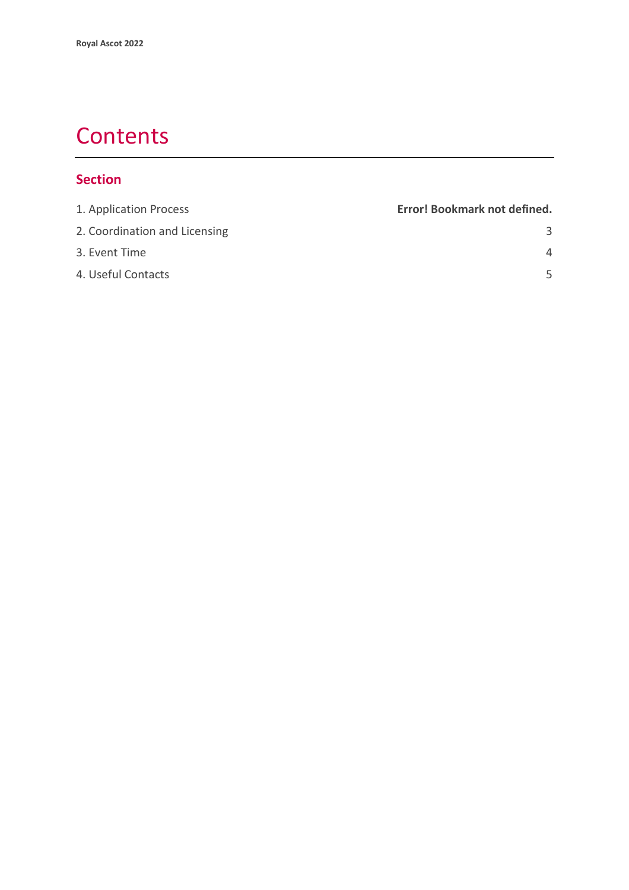# Contents

## Section

| | |
|---|---|
| 1. Application Process | **Error! Bookmark not defined.** |
| 2. Coordination and Licensing | 3 |
| 3. Event Time | 4 |
| 4. Useful Contacts | 5 |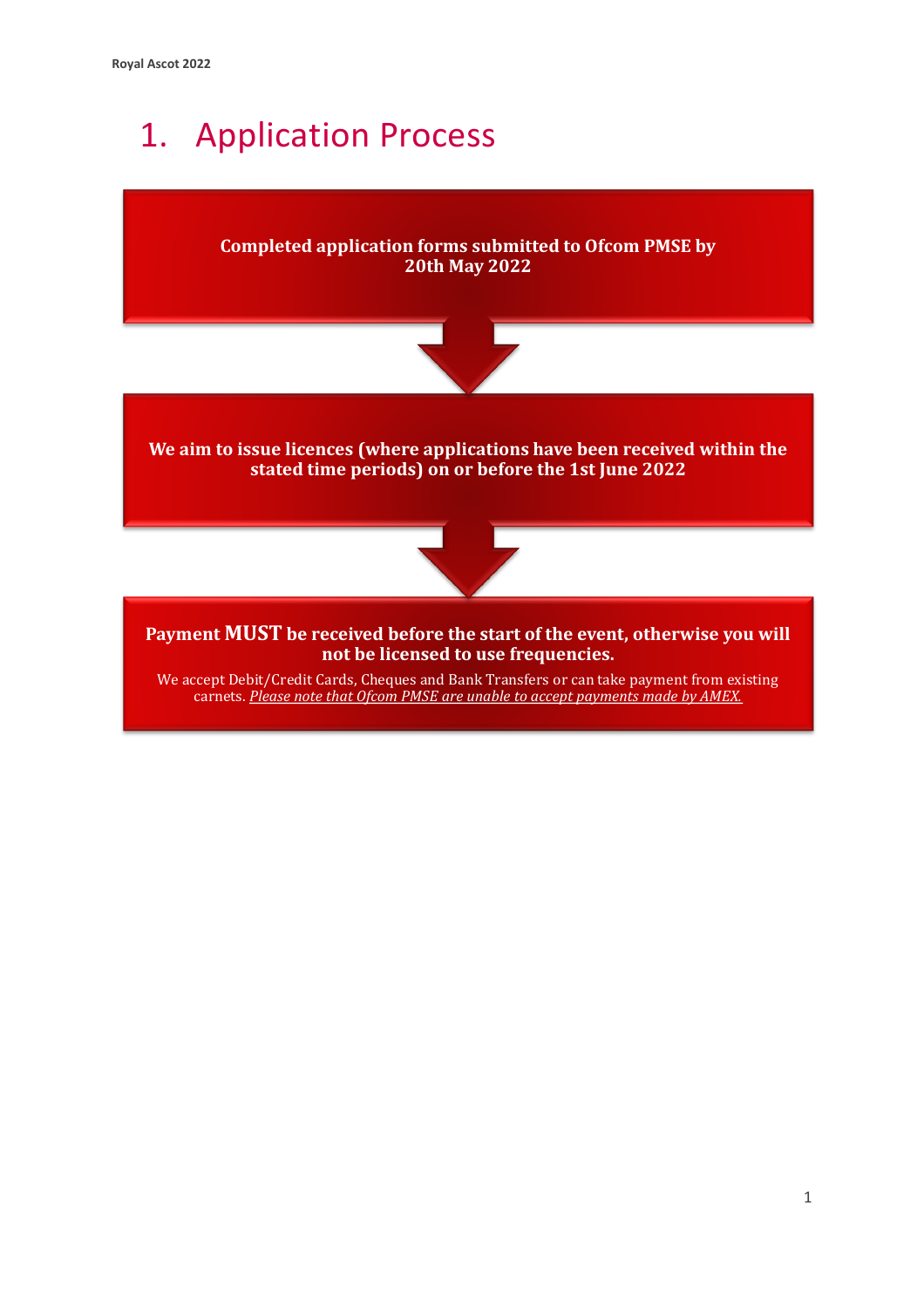# 1. Application Process

**Completed application forms submitted to Ofcom PMSE by 20th May 2022**

**We aim to issue licences (where applications have been received within the stated time periods) on or before the 1st June 2022**

**Payment MUST be received before the start of the event, otherwise you will not be licensed to use frequencies.**

We accept Debit/Credit Cards, Cheques and Bank Transfers or can take payment from existing carnets. *Please note that Ofcom PMSE are unable to accept payments made by AMEX.*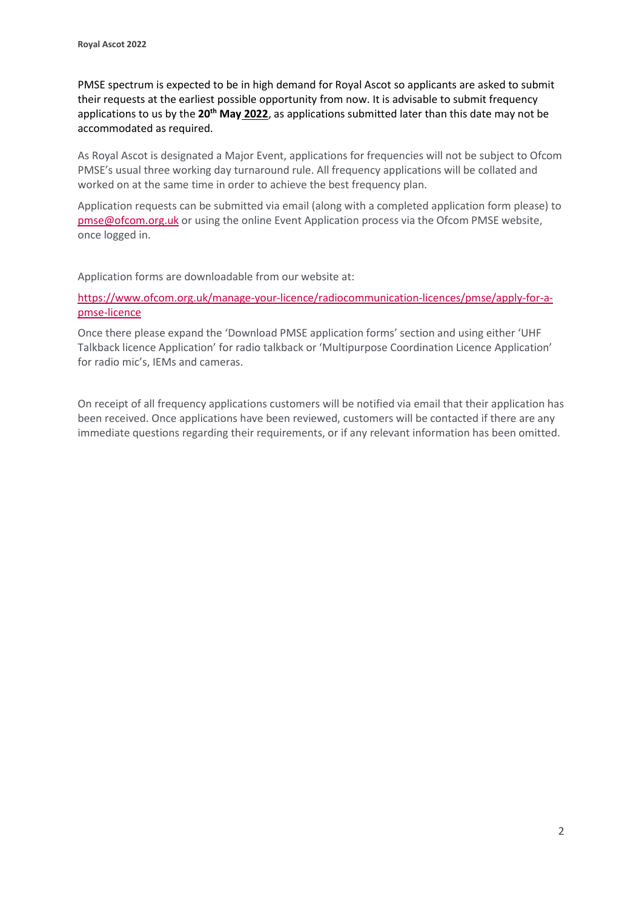PMSE spectrum is expected to be in high demand for Royal Ascot so applicants are asked to submit their requests at the earliest possible opportunity from now. It is advisable to submit frequency applications to us by the **20th May 2022**, as applications submitted later than this date may not be accommodated as required.

As Royal Ascot is designated a Major Event, applications for frequencies will not be subject to Ofcom PMSE's usual three working day turnaround rule. All frequency applications will be collated and worked on at the same time in order to achieve the best frequency plan.

Application requests can be submitted via email (along with a completed application form please) to pmse@ofcom.org.uk or using the online Event Application process via the Ofcom PMSE website, once logged in.

Application forms are downloadable from our website at:

https://www.ofcom.org.uk/manage-your-licence/radiocommunication-licences/pmse/apply-for-a-pmse-licence

Once there please expand the 'Download PMSE application forms' section and using either 'UHF Talkback licence Application' for radio talkback or 'Multipurpose Coordination Licence Application' for radio mic's, IEMs and cameras.

On receipt of all frequency applications customers will be notified via email that their application has been received. Once applications have been reviewed, customers will be contacted if there are any immediate questions regarding their requirements, or if any relevant information has been omitted.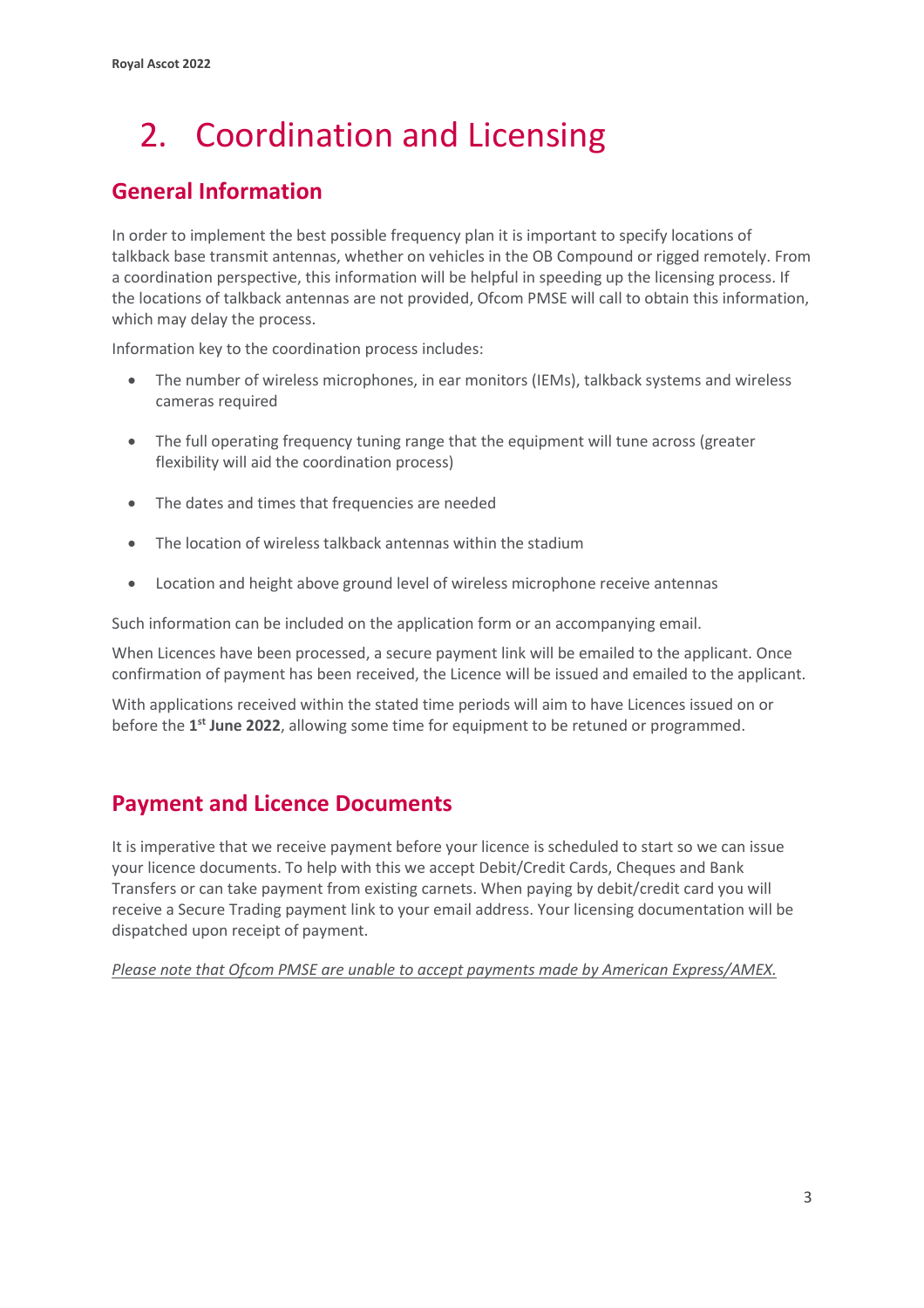# 2. Coordination and Licensing

## General Information

In order to implement the best possible frequency plan it is important to specify locations of talkback base transmit antennas, whether on vehicles in the OB Compound or rigged remotely. From a coordination perspective, this information will be helpful in speeding up the licensing process. If the locations of talkback antennas are not provided, Ofcom PMSE will call to obtain this information, which may delay the process.

Information key to the coordination process includes:

- The number of wireless microphones, in ear monitors (IEMs), talkback systems and wireless cameras required
- The full operating frequency tuning range that the equipment will tune across (greater flexibility will aid the coordination process)
- The dates and times that frequencies are needed
- The location of wireless talkback antennas within the stadium
- Location and height above ground level of wireless microphone receive antennas

Such information can be included on the application form or an accompanying email.

When Licences have been processed, a secure payment link will be emailed to the applicant. Once confirmation of payment has been received, the Licence will be issued and emailed to the applicant.

With applications received within the stated time periods will aim to have Licences issued on or before the **1st June 2022**, allowing some time for equipment to be retuned or programmed.

## Payment and Licence Documents

It is imperative that we receive payment before your licence is scheduled to start so we can issue your licence documents. To help with this we accept Debit/Credit Cards, Cheques and Bank Transfers or can take payment from existing carnets. When paying by debit/credit card you will receive a Secure Trading payment link to your email address. Your licensing documentation will be dispatched upon receipt of payment.

*Please note that Ofcom PMSE are unable to accept payments made by American Express/AMEX.*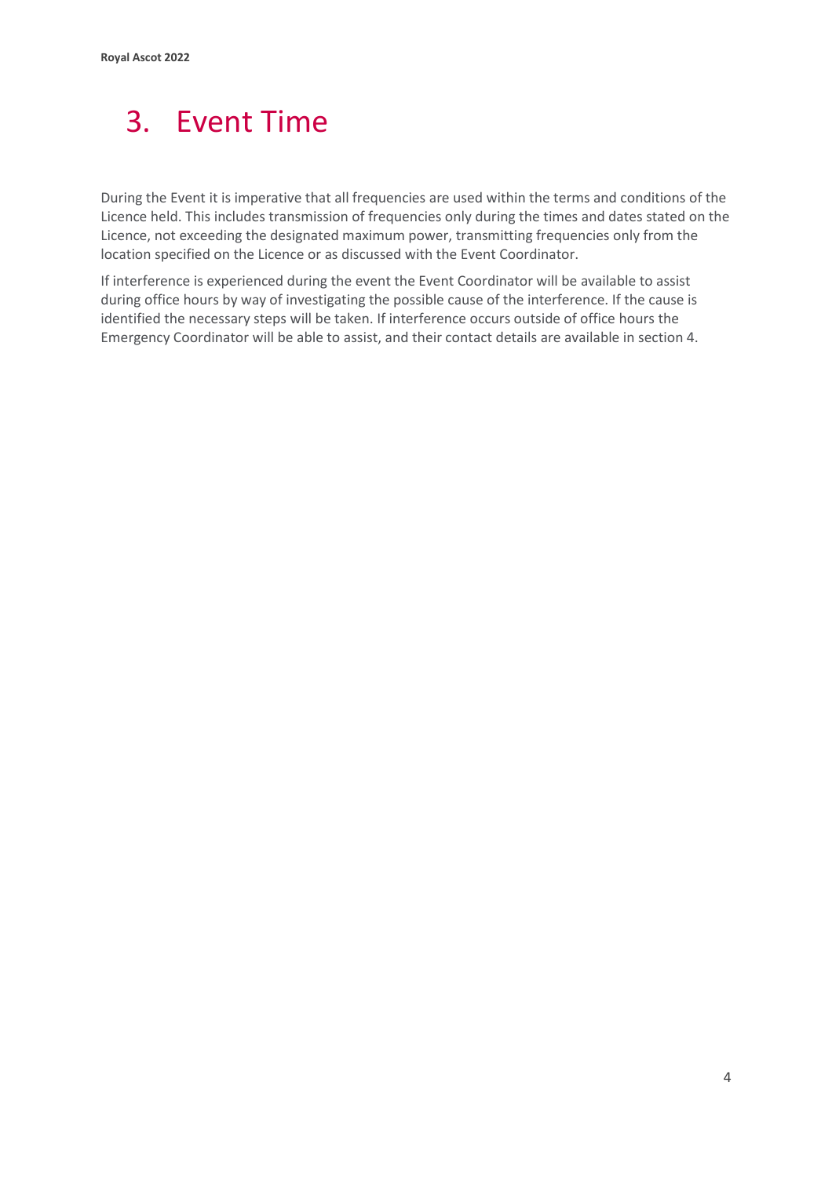# 3. Event Time

During the Event it is imperative that all frequencies are used within the terms and conditions of the Licence held. This includes transmission of frequencies only during the times and dates stated on the Licence, not exceeding the designated maximum power, transmitting frequencies only from the location specified on the Licence or as discussed with the Event Coordinator.

If interference is experienced during the event the Event Coordinator will be available to assist during office hours by way of investigating the possible cause of the interference. If the cause is identified the necessary steps will be taken. If interference occurs outside of office hours the Emergency Coordinator will be able to assist, and their contact details are available in section 4.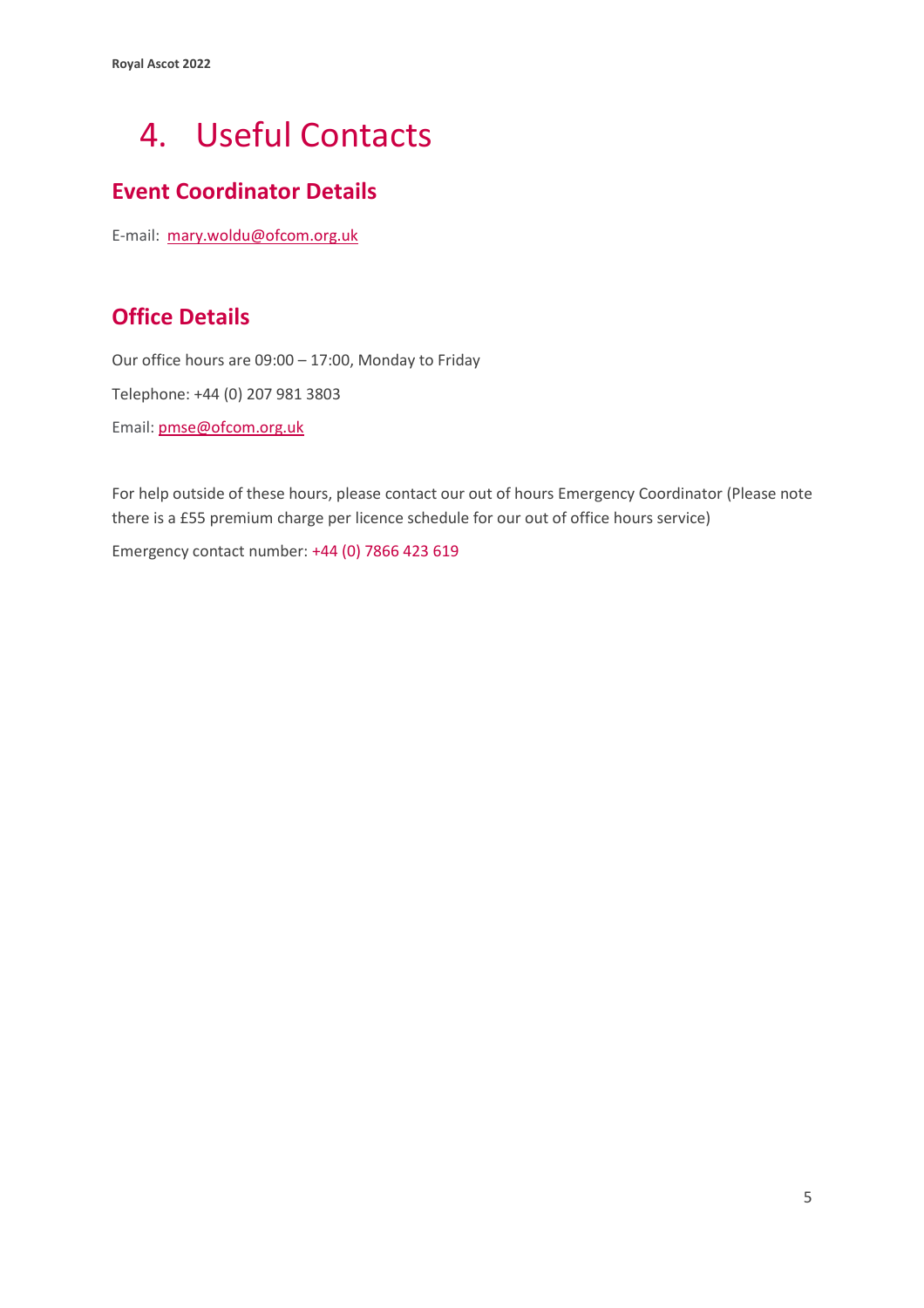# 4. Useful Contacts

## Event Coordinator Details

E-mail: mary.woldu@ofcom.org.uk

## Office Details

Our office hours are 09:00 – 17:00, Monday to Friday

Telephone: +44 (0) 207 981 3803

Email: pmse@ofcom.org.uk

For help outside of these hours, please contact our out of hours Emergency Coordinator (Please note there is a £55 premium charge per licence schedule for our out of office hours service)

Emergency contact number: +44 (0) 7866 423 619